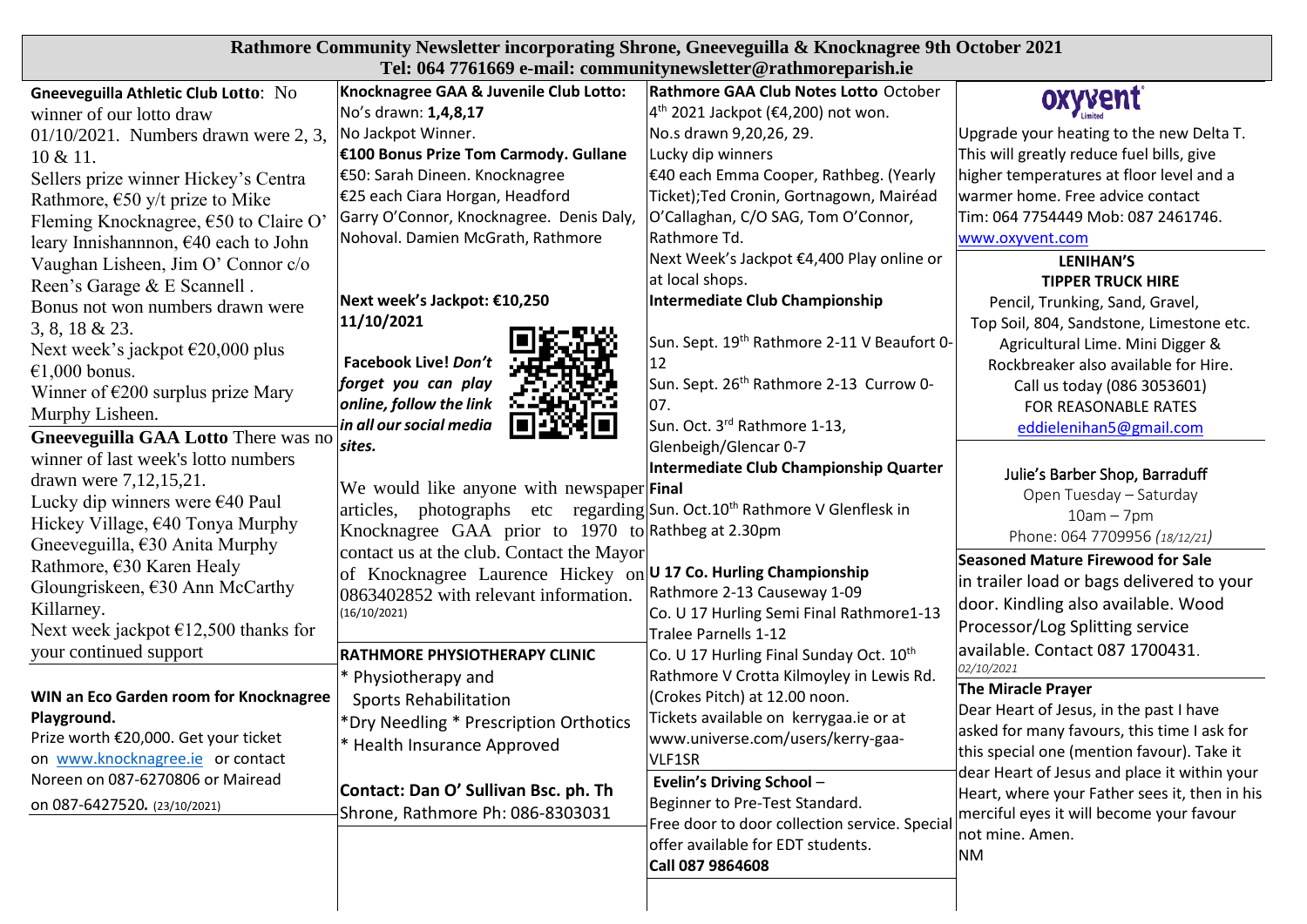# Rathmore Community Newsletter incorporating Shrone, Gneeveguilla & Knocknagree 9th October 2021

**Tel: 064 7761669 e-mail: communitynewsletter@rathmoreparish.ie**

**Gneeveguilla Athletic Club Lotto**: No winner of our lotto draw 01/10/2021. Numbers drawn were 2, 3, 10 & 11.
Sellers prize winner Hickey's Centra Rathmore, €50 y/t prize to Mike Fleming Knocknagree, €50 to Claire O' leary Innishannnon, €40 each to John Vaughan Lisheen, Jim O' Connor c/o Reen's Garage & E Scannell .
Bonus not won numbers drawn were 3, 8, 18 & 23.
Next week's jackpot €20,000 plus €1,000 bonus.
Winner of €200 surplus prize Mary Murphy Lisheen.

**Gneeveguilla GAA Lotto** There was no winner of last week's lotto numbers drawn were 7,12,15,21.
Lucky dip winners were €40 Paul Hickey Village, €40 Tonya Murphy Gneeveguilla, €30 Anita Murphy Rathmore, €30 Karen Healy Gloungriskeen, €30 Ann McCarthy Killarney.
Next week jackpot €12,500 thanks for your continued support

**WIN an Eco Garden room for Knocknagree Playground.**
Prize worth €20,000. Get your ticket on www.knocknagree.ie or contact Noreen on 087-6270806 or Mairead on 087-6427520**.** (23/10/2021)

**Knocknagree GAA & Juvenile Club Lotto:**
No's drawn: **1,4,8,17**
No Jackpot Winner.
**€100 Bonus Prize Tom Carmody. Gullane**
€50: Sarah Dineen. Knocknagree
€25 each Ciara Horgan, Headford Garry O'Connor, Knocknagree. Denis Daly, Nohoval. Damien McGrath, Rathmore

**Next week's Jackpot: €10,250 11/10/2021**

***Facebook Live! Don't forget you can play online, follow the link in all our social media sites.***

We would like anyone with newspaper articles, photographs etc regarding Knocknagree GAA prior to 1970 to contact us at the club. Contact the Mayor of Knocknagree Laurence Hickey on 0863402852 with relevant information. (16/10/2021)

**RATHMORE PHYSIOTHERAPY CLINIC**
* Physiotherapy and Sports Rehabilitation
*Dry Needling * Prescription Orthotics
* Health Insurance Approved

**Contact: Dan O' Sullivan Bsc. ph. Th**
Shrone, Rathmore Ph: 086-8303031

**Rathmore GAA Club Notes Lotto** October 4th 2021 Jackpot (€4,200) not won.
No.s drawn 9,20,26, 29.
Lucky dip winners
€40 each Emma Cooper, Rathbeg. (Yearly Ticket);Ted Cronin, Gortnagown, Mairéad O'Callaghan, C/O SAG, Tom O'Connor, Rathmore Td.
Next Week's Jackpot €4,400 Play online or at local shops.

**Intermediate Club Championship**
Sun. Sept. 19th Rathmore 2-11 V Beaufort 0-12
Sun. Sept. 26th Rathmore 2-13 Currow 0-07.
Sun. Oct. 3rd Rathmore 1-13, Glenbeigh/Glencar 0-7

**Intermediate Club Championship Quarter Final**
Sun. Oct.10th Rathmore V Glenflesk in Rathbeg at 2.30pm

**U 17 Co. Hurling Championship**
Rathmore 2-13 Causeway 1-09
Co. U 17 Hurling Semi Final Rathmore1-13 Tralee Parnells 1-12
Co. U 17 Hurling Final Sunday Oct. 10th Rathmore V Crotta Kilmoyley in Lewis Rd. (Crokes Pitch) at 12.00 noon.
Tickets available on kerrygaa.ie or at www.universe.com/users/kerry-gaa-VLF1SR

**Evelin's Driving School** –
Beginner to Pre-Test Standard.
Free door to door collection service. Special offer available for EDT students.
**Call 087 9864608**

**oxyvent** Limited

Upgrade your heating to the new Delta T. This will greatly reduce fuel bills, give higher temperatures at floor level and a warmer home. Free advice contact Tim: 064 7754449 Mob: 087 2461746. www.oxyvent.com

**LENIHAN'S TIPPER TRUCK HIRE**
Pencil, Trunking, Sand, Gravel, Top Soil, 804, Sandstone, Limestone etc. Agricultural Lime. Mini Digger & Rockbreaker also available for Hire.
Call us today (086 3053601)
FOR REASONABLE RATES
eddielenihan5@gmail.com

Julie's Barber Shop, Barraduff
Open Tuesday – Saturday
10am – 7pm
Phone: 064 7709956 *(18/12/21)*

**Seasoned Mature Firewood for Sale** in trailer load or bags delivered to your door. Kindling also available. Wood Processor/Log Splitting service available. Contact 087 1700431.
*02/10/2021*

**The Miracle Prayer**
Dear Heart of Jesus, in the past I have asked for many favours, this time I ask for this special one (mention favour). Take it dear Heart of Jesus and place it within your Heart, where your Father sees it, then in his merciful eyes it will become your favour not mine. Amen.
NM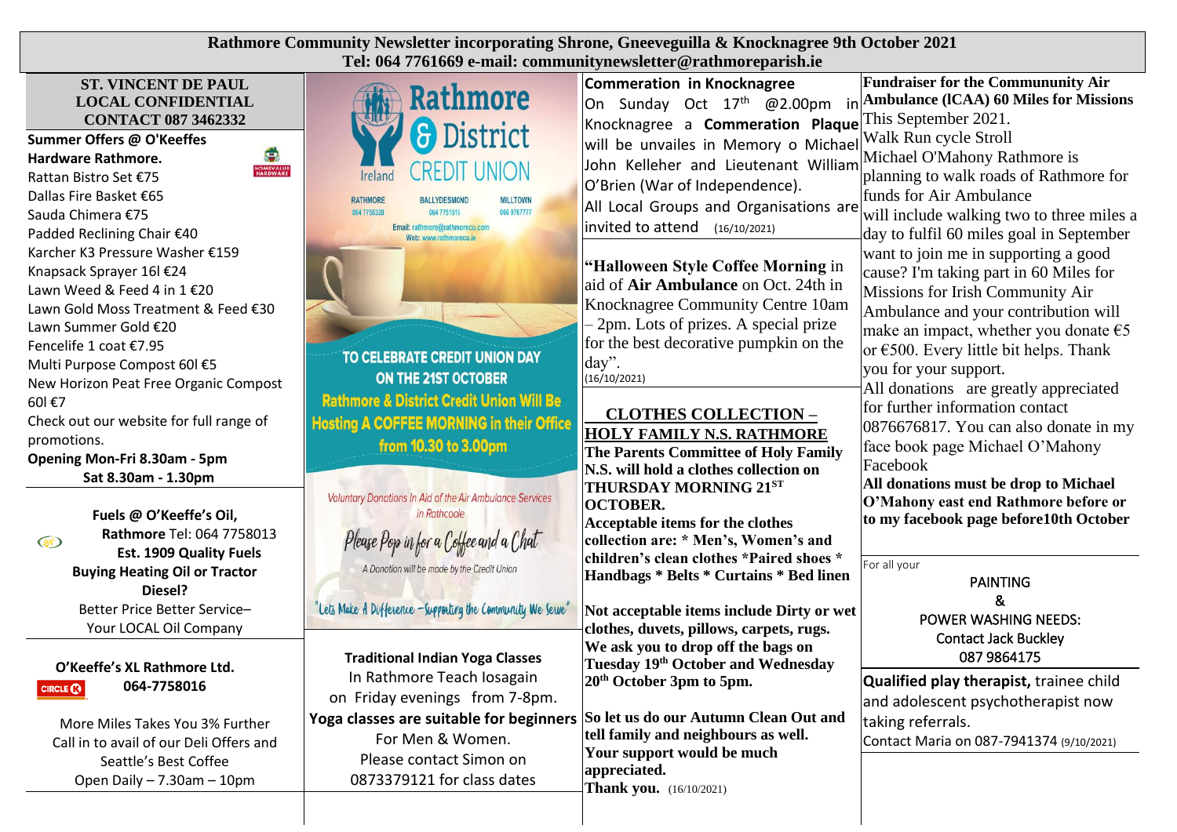**Rathmore Community Newsletter incorporating Shrone, Gneeveguilla & Knocknagree 9th October 2021**
**Tel: 064 7761669 e-mail: communitynewsletter@rathmoreparish.ie**

## ST. VINCENT DE PAUL LOCAL CONFIDENTIAL CONTACT 087 3462332

**Summer Offers @ O'Keeffes Hardware Rathmore.**

Rattan Bistro Set €75
Dallas Fire Basket €65
Sauda Chimera €75
Padded Reclining Chair €40
Karcher K3 Pressure Washer €159
Knapsack Sprayer 16l €24
Lawn Weed & Feed 4 in 1 €20
Lawn Gold Moss Treatment & Feed €30
Lawn Summer Gold €20
Fencelife 1 coat €7.95
Multi Purpose Compost 60l €5
New Horizon Peat Free Organic Compost 60l €7
Check out our website for full range of promotions.

**Opening Mon-Fri 8.30am - 5pm**
**Sat 8.30am - 1.30pm**

**Fuels @ O'Keeffe's Oil, Rathmore** Tel: 064 7758013
**Est. 1909 Quality Fuels**
**Buying Heating Oil or Tractor Diesel?**
Better Price Better Service–
Your LOCAL Oil Company

**O'Keeffe's XL Rathmore Ltd.**
**064-7758016**

More Miles Takes You 3% Further
Call in to avail of our Deli Offers and Seattle's Best Coffee
Open Daily – 7.30am – 10pm

## Rathmore & District CREDIT UNION

Ireland

RATHMORE 064 7758328 | BALLYDESMOND 064 7751515 | MILLTOWN 066 9767777

Email: rathmore@rathmorecu.com
Web: www.rathmorecu.ie

**TO CELEBRATE CREDIT UNION DAY ON THE 21ST OCTOBER**
**Rathmore & District Credit Union Will Be Hosting A COFFEE MORNING in their Office from 10.30 to 3.00pm**

*Voluntary Donations In Aid of the Air Ambulance Services in Rathcoole*

*Please Pop in for a Coffee and a Chat*

*A Donation will be made by the Credit Union*

*"Lets Make A Difference – Supporting the Community We Serve"*

**Traditional Indian Yoga Classes**
In Rathmore Teach Iosagain
on Friday evenings from 7-8pm.
**Yoga classes are suitable for beginners**
For Men & Women.
Please contact Simon on 0873379121 for class dates

**Commeration in Knocknagree**

On Sunday Oct 17th @2.00pm in Knocknagree a **Commeration Plaque** will be unvailes in Memory o Michael John Kelleher and Lieutenant William O'Brien (War of Independence).
All Local Groups and Organisations are invited to attend (16/10/2021)

**"Halloween Style Coffee Morning** in aid of **Air Ambulance** on Oct. 24th in Knocknagree Community Centre 10am – 2pm. Lots of prizes. A special prize for the best decorative pumpkin on the day".
(16/10/2021)

## CLOTHES COLLECTION – HOLY FAMILY N.S. RATHMORE

**The Parents Committee of Holy Family N.S. will hold a clothes collection on THURSDAY MORNING 21ST OCTOBER.**

**Acceptable items for the clothes collection are: * Men's, Women's and children's clean clothes *Paired shoes * Handbags * Belts * Curtains * Bed linen**

**Not acceptable items include Dirty or wet clothes, duvets, pillows, carpets, rugs.**
**We ask you to drop off the bags on Tuesday 19th October and Wednesday 20th October 3pm to 5pm.**

**So let us do our Autumn Clean Out and tell family and neighbours as well.**
**Your support would be much appreciated.**
**Thank you.** (16/10/2021)

**Fundraiser for the Commununity Air Ambulance (ICAA) 60 Miles for Missions**
This September 2021.
Walk Run cycle Stroll
Michael O'Mahony Rathmore is planning to walk roads of Rathmore for funds for Air Ambulance will include walking two to three miles a day to fulfil 60 miles goal in September want to join me in supporting a good cause? I'm taking part in 60 Miles for Missions for Irish Community Air Ambulance and your contribution will make an impact, whether you donate €5 or €500. Every little bit helps. Thank you for your support.
All donations are greatly appreciated for further information contact 0876676817. You can also donate in my face book page Michael O'Mahony Facebook
**All donations must be drop to Michael O'Mahony east end Rathmore before or to my facebook page before10th October**

For all your
PAINTING
&
POWER WASHING NEEDS:
Contact Jack Buckley
087 9864175

**Qualified play therapist,** trainee child and adolescent psychotherapist now taking referrals.
Contact Maria on 087-7941374 (9/10/2021)